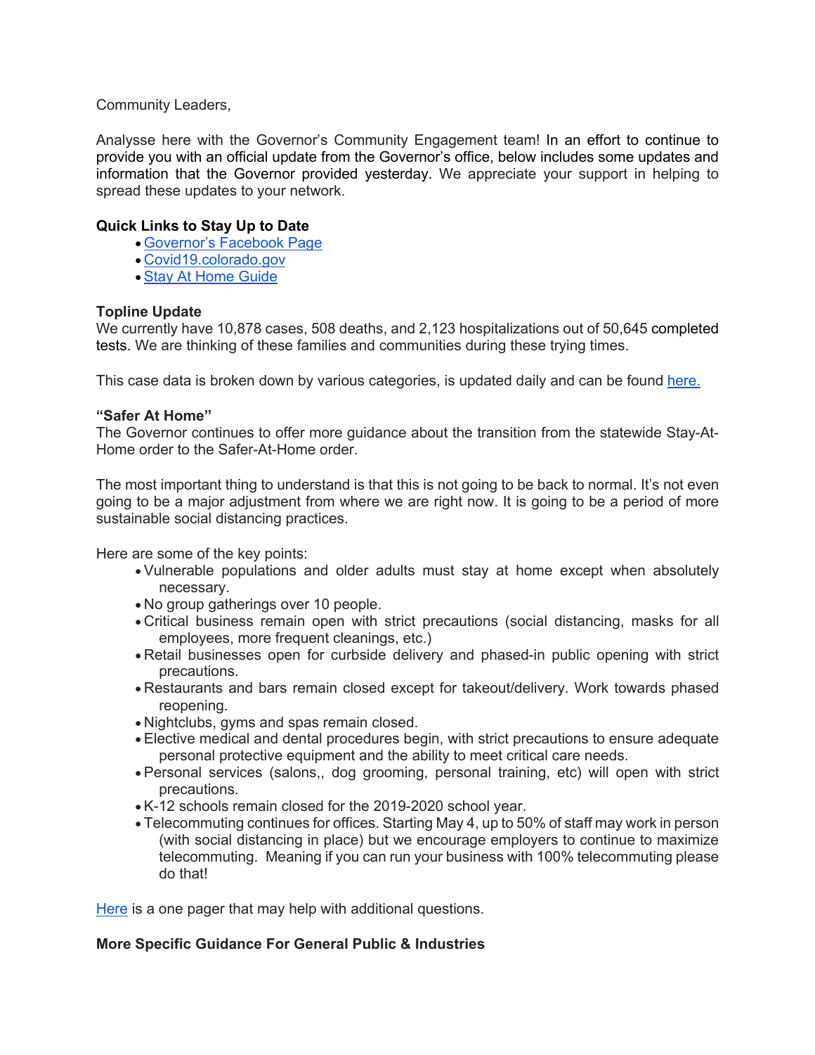Community Leaders,

Analysse here with the Governor's Community Engagement team! In an effort to continue to provide you with an official update from the Governor's office, below includes some updates and information that the Governor provided yesterday. We appreciate your support in helping to spread these updates to your network.

**Quick Links to Stay Up to Date**

- Governor's Facebook Page
- Covid19.colorado.gov
- Stay At Home Guide

**Topline Update**

We currently have 10,878 cases, 508 deaths, and 2,123 hospitalizations out of 50,645 completed tests. We are thinking of these families and communities during these trying times.

This case data is broken down by various categories, is updated daily and can be found here.

**"Safer At Home"**

The Governor continues to offer more guidance about the transition from the statewide Stay-At-Home order to the Safer-At-Home order.

The most important thing to understand is that this is not going to be back to normal. It's not even going to be a major adjustment from where we are right now. It is going to be a period of more sustainable social distancing practices.

Here are some of the key points:

- Vulnerable populations and older adults must stay at home except when absolutely necessary.
- No group gatherings over 10 people.
- Critical business remain open with strict precautions (social distancing, masks for all employees, more frequent cleanings, etc.)
- Retail businesses open for curbside delivery and phased-in public opening with strict precautions.
- Restaurants and bars remain closed except for takeout/delivery. Work towards phased reopening.
- Nightclubs, gyms and spas remain closed.
- Elective medical and dental procedures begin, with strict precautions to ensure adequate personal protective equipment and the ability to meet critical care needs.
- Personal services (salons,, dog grooming, personal training, etc) will open with strict precautions.
- K-12 schools remain closed for the 2019-2020 school year.
- Telecommuting continues for offices. Starting May 4, up to 50% of staff may work in person (with social distancing in place) but we encourage employers to continue to maximize telecommuting. Meaning if you can run your business with 100% telecommuting please do that!

Here is a one pager that may help with additional questions.

**More Specific Guidance For General Public & Industries**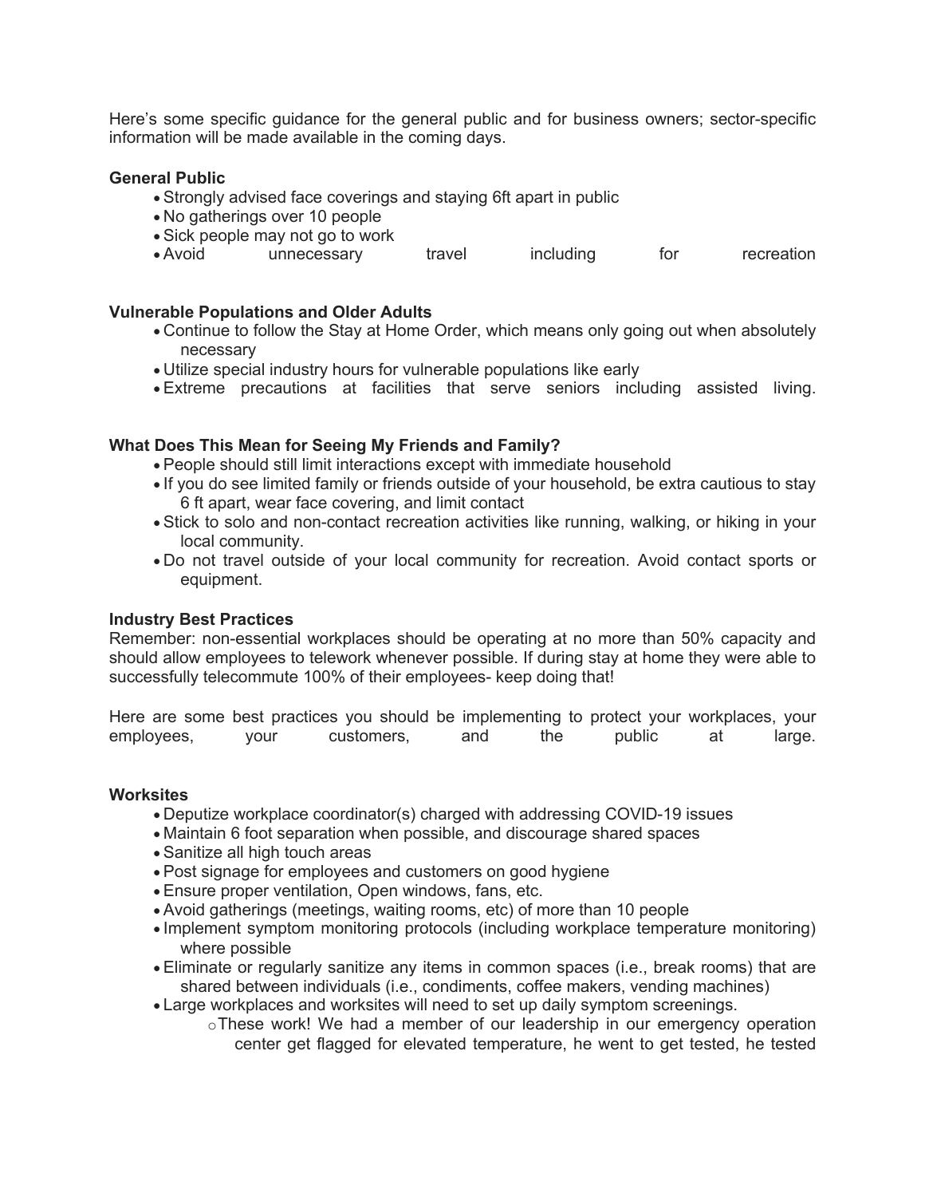Here's some specific guidance for the general public and for business owners; sector-specific information will be made available in the coming days.

**General Public**

- Strongly advised face coverings and staying 6ft apart in public
- No gatherings over 10 people
- Sick people may not go to work
- Avoid unnecessary travel including for recreation

**Vulnerable Populations and Older Adults**

- Continue to follow the Stay at Home Order, which means only going out when absolutely necessary
- Utilize special industry hours for vulnerable populations like early
- Extreme precautions at facilities that serve seniors including assisted living.

**What Does This Mean for Seeing My Friends and Family?**

- People should still limit interactions except with immediate household
- If you do see limited family or friends outside of your household, be extra cautious to stay 6 ft apart, wear face covering, and limit contact
- Stick to solo and non-contact recreation activities like running, walking, or hiking in your local community.
- Do not travel outside of your local community for recreation. Avoid contact sports or equipment.

**Industry Best Practices**

Remember: non-essential workplaces should be operating at no more than 50% capacity and should allow employees to telework whenever possible. If during stay at home they were able to successfully telecommute 100% of their employees- keep doing that!

Here are some best practices you should be implementing to protect your workplaces, your employees, your customers, and the public at large.

**Worksites**

- Deputize workplace coordinator(s) charged with addressing COVID-19 issues
- Maintain 6 foot separation when possible, and discourage shared spaces
- Sanitize all high touch areas
- Post signage for employees and customers on good hygiene
- Ensure proper ventilation, Open windows, fans, etc.
- Avoid gatherings (meetings, waiting rooms, etc) of more than 10 people
- Implement symptom monitoring protocols (including workplace temperature monitoring) where possible
- Eliminate or regularly sanitize any items in common spaces (i.e., break rooms) that are shared between individuals (i.e., condiments, coffee makers, vending machines)
- Large workplaces and worksites will need to set up daily symptom screenings.
    - These work! We had a member of our leadership in our emergency operation center get flagged for elevated temperature, he went to get tested, he tested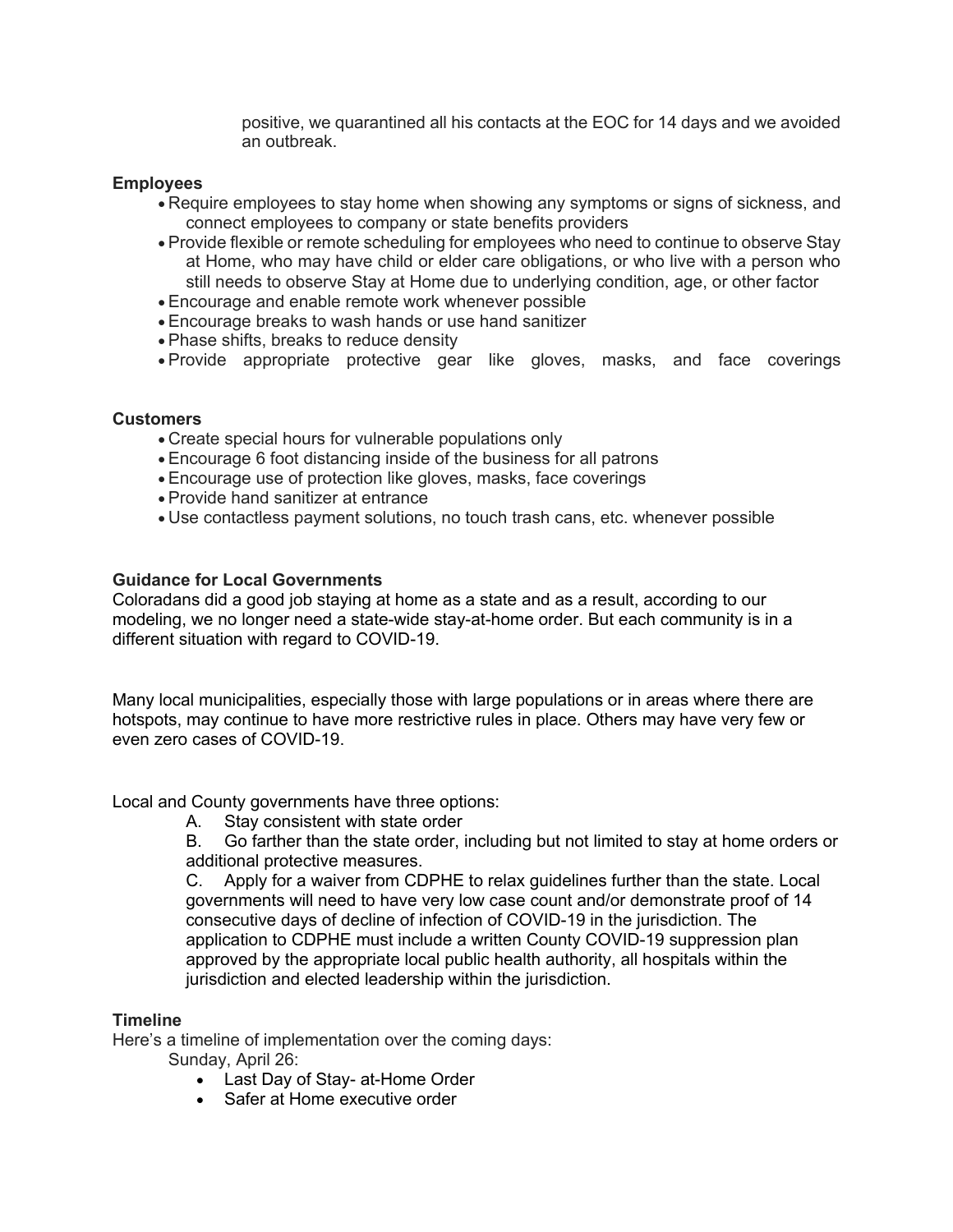positive, we quarantined all his contacts at the EOC for 14 days and we avoided an outbreak.

**Employees**

- Require employees to stay home when showing any symptoms or signs of sickness, and connect employees to company or state benefits providers
- Provide flexible or remote scheduling for employees who need to continue to observe Stay at Home, who may have child or elder care obligations, or who live with a person who still needs to observe Stay at Home due to underlying condition, age, or other factor
- Encourage and enable remote work whenever possible
- Encourage breaks to wash hands or use hand sanitizer
- Phase shifts, breaks to reduce density
- Provide appropriate protective gear like gloves, masks, and face coverings

**Customers**

- Create special hours for vulnerable populations only
- Encourage 6 foot distancing inside of the business for all patrons
- Encourage use of protection like gloves, masks, face coverings
- Provide hand sanitizer at entrance
- Use contactless payment solutions, no touch trash cans, etc. whenever possible

**Guidance for Local Governments**

Coloradans did a good job staying at home as a state and as a result, according to our modeling, we no longer need a state-wide stay-at-home order. But each community is in a different situation with regard to COVID-19.

Many local municipalities, especially those with large populations or in areas where there are hotspots, may continue to have more restrictive rules in place. Others may have very few or even zero cases of COVID-19.

Local and County governments have three options:

A. Stay consistent with state order

B. Go farther than the state order, including but not limited to stay at home orders or additional protective measures.

C. Apply for a waiver from CDPHE to relax guidelines further than the state. Local governments will need to have very low case count and/or demonstrate proof of 14 consecutive days of decline of infection of COVID-19 in the jurisdiction. The application to CDPHE must include a written County COVID-19 suppression plan approved by the appropriate local public health authority, all hospitals within the jurisdiction and elected leadership within the jurisdiction.

**Timeline**

Here's a timeline of implementation over the coming days:

Sunday, April 26:

- Last Day of Stay- at-Home Order
- Safer at Home executive order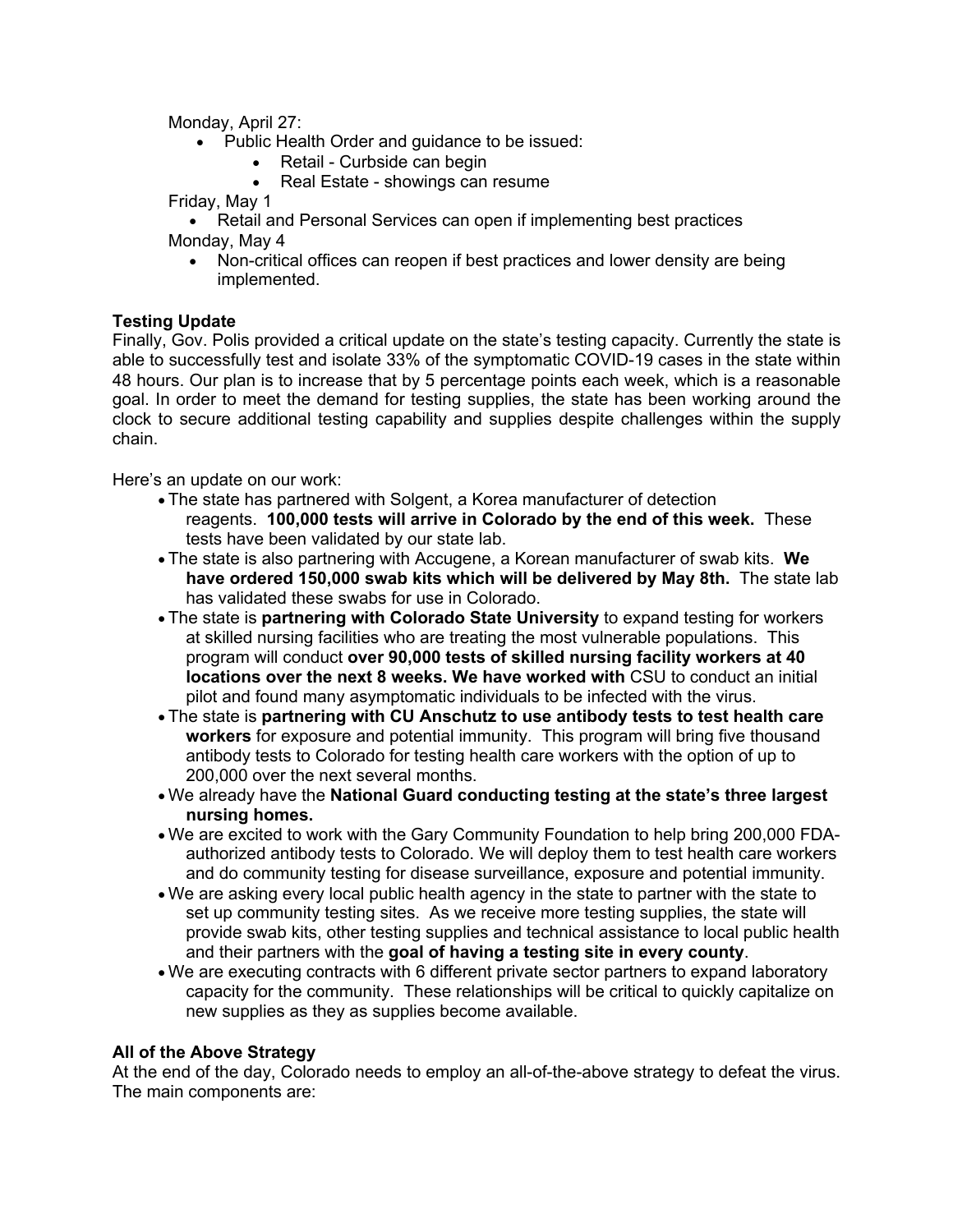Monday, April 27:

- Public Health Order and guidance to be issued:
  - Retail - Curbside can begin
  - Real Estate - showings can resume

Friday, May 1

- Retail and Personal Services can open if implementing best practices

Monday, May 4

- Non-critical offices can reopen if best practices and lower density are being implemented.

**Testing Update**

Finally, Gov. Polis provided a critical update on the state's testing capacity. Currently the state is able to successfully test and isolate 33% of the symptomatic COVID-19 cases in the state within 48 hours. Our plan is to increase that by 5 percentage points each week, which is a reasonable goal. In order to meet the demand for testing supplies, the state has been working around the clock to secure additional testing capability and supplies despite challenges within the supply chain.

Here's an update on our work:

- The state has partnered with Solgent, a Korea manufacturer of detection reagents. **100,000 tests will arrive in Colorado by the end of this week.** These tests have been validated by our state lab.
- The state is also partnering with Accugene, a Korean manufacturer of swab kits. **We have ordered 150,000 swab kits which will be delivered by May 8th.** The state lab has validated these swabs for use in Colorado.
- The state is **partnering with Colorado State University** to expand testing for workers at skilled nursing facilities who are treating the most vulnerable populations. This program will conduct **over 90,000 tests of skilled nursing facility workers at 40 locations over the next 8 weeks. We have worked with** CSU to conduct an initial pilot and found many asymptomatic individuals to be infected with the virus.
- The state is **partnering with CU Anschutz to use antibody tests to test health care workers** for exposure and potential immunity. This program will bring five thousand antibody tests to Colorado for testing health care workers with the option of up to 200,000 over the next several months.
- We already have the **National Guard conducting testing at the state's three largest nursing homes.**
- We are excited to work with the Gary Community Foundation to help bring 200,000 FDA-authorized antibody tests to Colorado. We will deploy them to test health care workers and do community testing for disease surveillance, exposure and potential immunity.
- We are asking every local public health agency in the state to partner with the state to set up community testing sites. As we receive more testing supplies, the state will provide swab kits, other testing supplies and technical assistance to local public health and their partners with the **goal of having a testing site in every county**.
- We are executing contracts with 6 different private sector partners to expand laboratory capacity for the community. These relationships will be critical to quickly capitalize on new supplies as they as supplies become available.

**All of the Above Strategy**

At the end of the day, Colorado needs to employ an all-of-the-above strategy to defeat the virus. The main components are: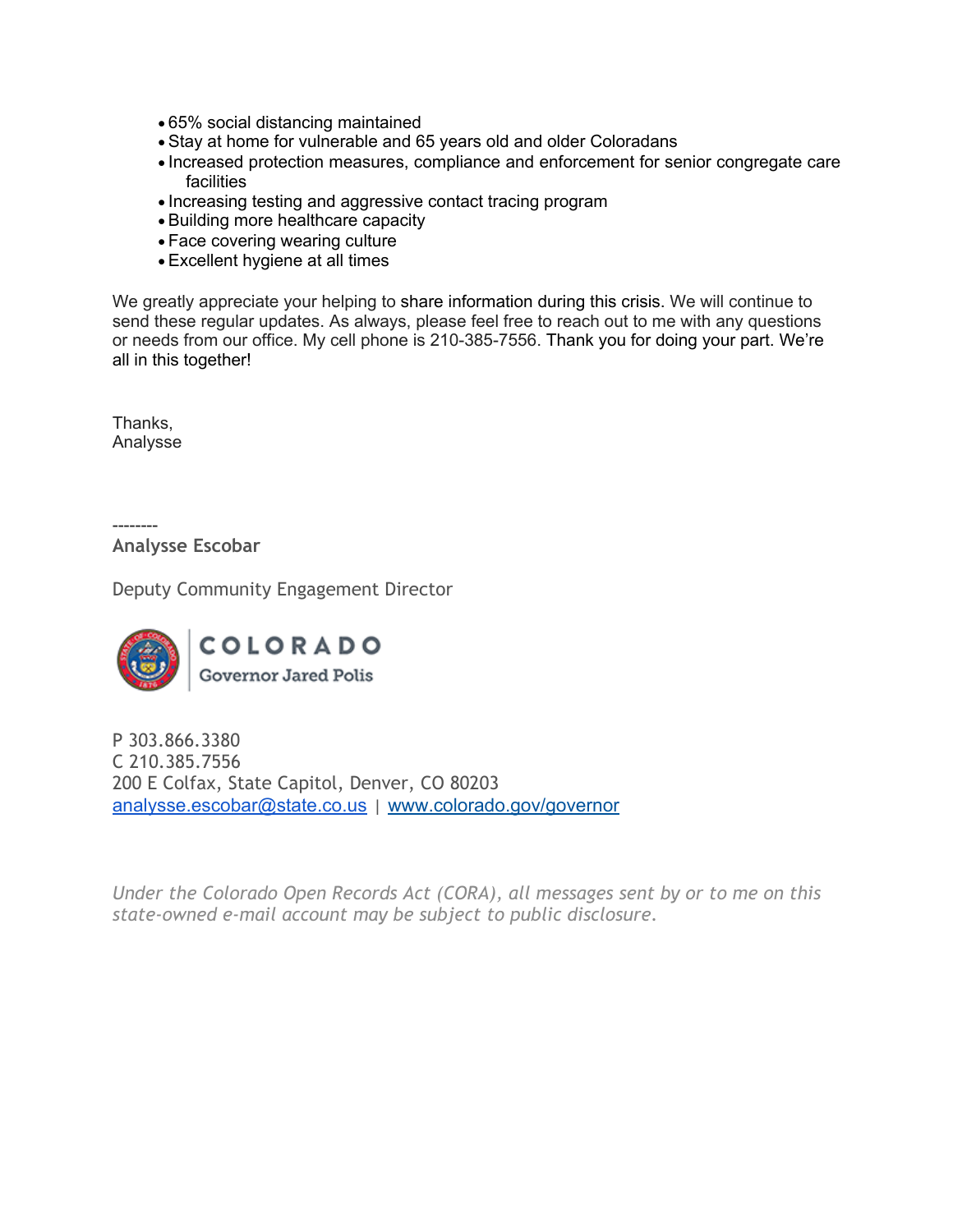- 65% social distancing maintained
- Stay at home for vulnerable and 65 years old and older Coloradans
- Increased protection measures, compliance and enforcement for senior congregate care facilities
- Increasing testing and aggressive contact tracing program
- Building more healthcare capacity
- Face covering wearing culture
- Excellent hygiene at all times

We greatly appreciate your helping to share information during this crisis. We will continue to send these regular updates. As always, please feel free to reach out to me with any questions or needs from our office. My cell phone is 210-385-7556. Thank you for doing your part. We're all in this together!

Thanks,
Analysse

--------

**Analysse Escobar**

Deputy Community Engagement Director

COLORADO
Governor Jared Polis

P 303.866.3380
C 210.385.7556
200 E Colfax, State Capitol, Denver, CO 80203
analysse.escobar@state.co.us | www.colorado.gov/governor

*Under the Colorado Open Records Act (CORA), all messages sent by or to me on this state-owned e-mail account may be subject to public disclosure.*